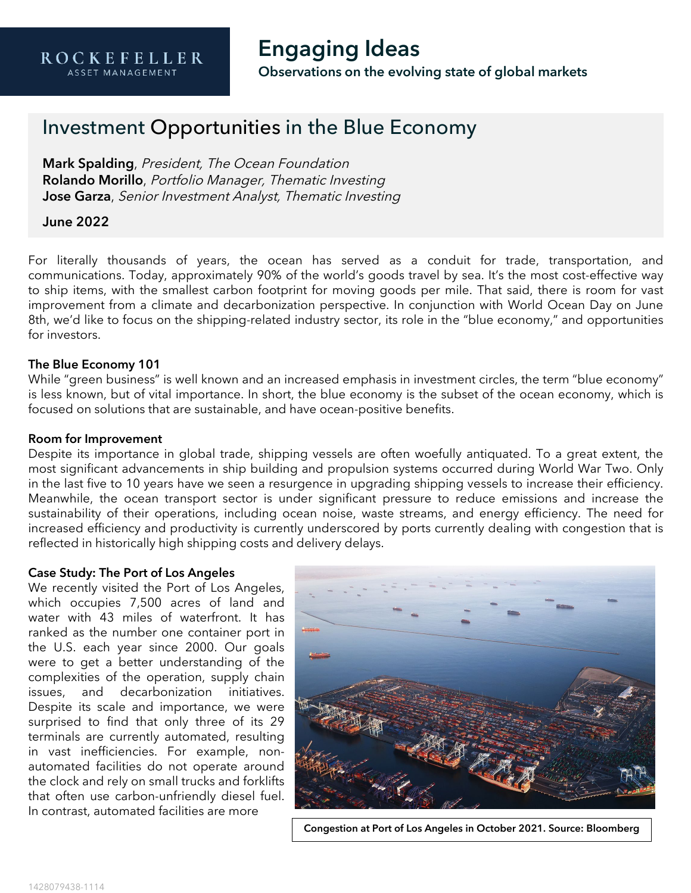ROCKEFELLER
ASSET MANAGEMENT

# Engaging Ideas

**Observations on the evolving state of global markets**

## Investment Opportunities in the Blue Economy

**Mark Spalding**, *President, The Ocean Foundation*
**Rolando Morillo**, *Portfolio Manager, Thematic Investing*
**Jose Garza**, *Senior Investment Analyst, Thematic Investing*

**June 2022**

For literally thousands of years, the ocean has served as a conduit for trade, transportation, and communications. Today, approximately 90% of the world's goods travel by sea. It's the most cost-effective way to ship items, with the smallest carbon footprint for moving goods per mile. That said, there is room for vast improvement from a climate and decarbonization perspective. In conjunction with World Ocean Day on June 8th, we'd like to focus on the shipping-related industry sector, its role in the "blue economy," and opportunities for investors.

### The Blue Economy 101

While "green business" is well known and an increased emphasis in investment circles, the term "blue economy" is less known, but of vital importance. In short, the blue economy is the subset of the ocean economy, which is focused on solutions that are sustainable, and have ocean-positive benefits.

### Room for Improvement

Despite its importance in global trade, shipping vessels are often woefully antiquated. To a great extent, the most significant advancements in ship building and propulsion systems occurred during World War Two. Only in the last five to 10 years have we seen a resurgence in upgrading shipping vessels to increase their efficiency. Meanwhile, the ocean transport sector is under significant pressure to reduce emissions and increase the sustainability of their operations, including ocean noise, waste streams, and energy efficiency. The need for increased efficiency and productivity is currently underscored by ports currently dealing with congestion that is reflected in historically high shipping costs and delivery delays.

### Case Study: The Port of Los Angeles

We recently visited the Port of Los Angeles, which occupies 7,500 acres of land and water with 43 miles of waterfront. It has ranked as the number one container port in the U.S. each year since 2000. Our goals were to get a better understanding of the complexities of the operation, supply chain issues, and decarbonization initiatives. Despite its scale and importance, we were surprised to find that only three of its 29 terminals are currently automated, resulting in vast inefficiencies. For example, non-automated facilities do not operate around the clock and rely on small trucks and forklifts that often use carbon-unfriendly diesel fuel. In contrast, automated facilities are more

Congestion at Port of Los Angeles in October 2021. Source: Bloomberg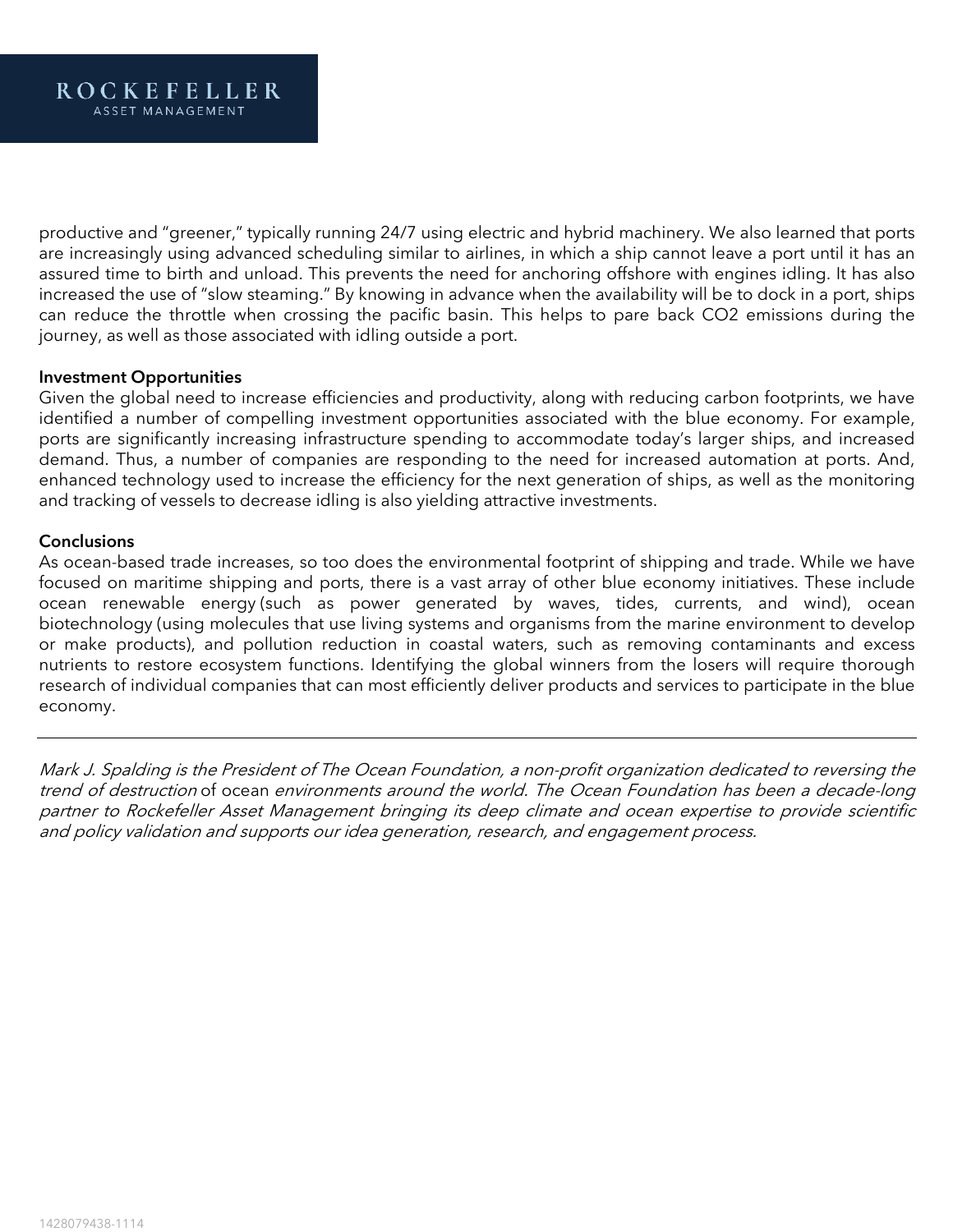productive and "greener," typically running 24/7 using electric and hybrid machinery. We also learned that ports are increasingly using advanced scheduling similar to airlines, in which a ship cannot leave a port until it has an assured time to birth and unload. This prevents the need for anchoring offshore with engines idling. It has also increased the use of "slow steaming." By knowing in advance when the availability will be to dock in a port, ships can reduce the throttle when crossing the pacific basin. This helps to pare back $CO_2$ emissions during the journey, as well as those associated with idling outside a port.

**Investment Opportunities**

Given the global need to increase efficiencies and productivity, along with reducing carbon footprints, we have identified a number of compelling investment opportunities associated with the blue economy. For example, ports are significantly increasing infrastructure spending to accommodate today's larger ships, and increased demand. Thus, a number of companies are responding to the need for increased automation at ports. And, enhanced technology used to increase the efficiency for the next generation of ships, as well as the monitoring and tracking of vessels to decrease idling is also yielding attractive investments.

**Conclusions**

As ocean-based trade increases, so too does the environmental footprint of shipping and trade. While we have focused on maritime shipping and ports, there is a vast array of other blue economy initiatives. These include ocean renewable energy (such as power generated by waves, tides, currents, and wind), ocean biotechnology (using molecules that use living systems and organisms from the marine environment to develop or make products), and pollution reduction in coastal waters, such as removing contaminants and excess nutrients to restore ecosystem functions. Identifying the global winners from the losers will require thorough research of individual companies that can most efficiently deliver products and services to participate in the blue economy.

---

*Mark J. Spalding is the President of The Ocean Foundation, a non-profit organization dedicated to reversing the trend of destruction* of ocean *environments around the world. The Ocean Foundation has been a decade-long partner to Rockefeller Asset Management bringing its deep climate and ocean expertise to provide scientific and policy validation and supports our idea generation, research, and engagement process.*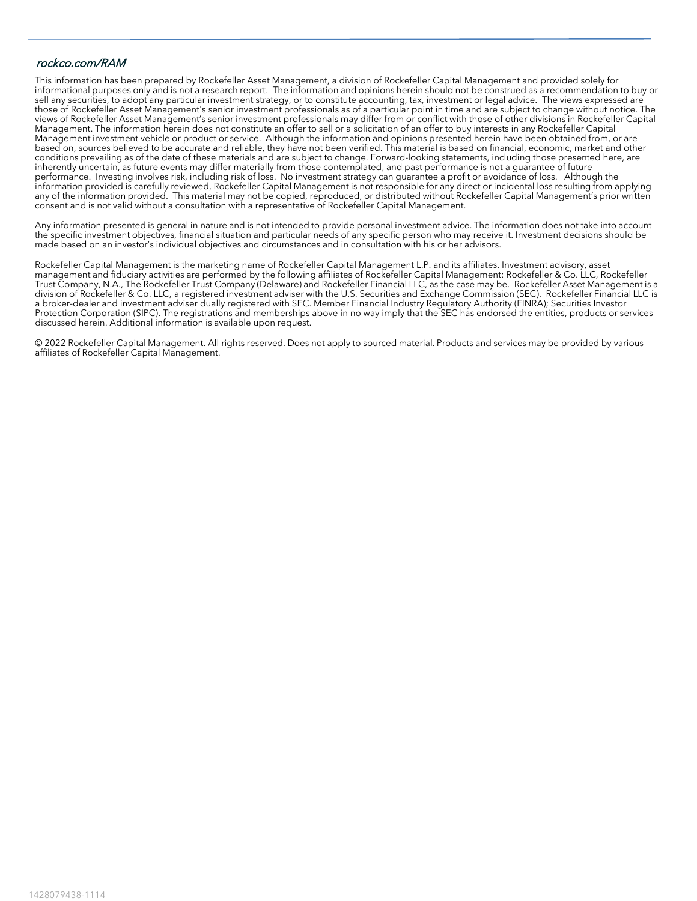*rockco.com/RAM*

This information has been prepared by Rockefeller Asset Management, a division of Rockefeller Capital Management and provided solely for informational purposes only and is not a research report. The information and opinions herein should not be construed as a recommendation to buy or sell any securities, to adopt any particular investment strategy, or to constitute accounting, tax, investment or legal advice. The views expressed are those of Rockefeller Asset Management's senior investment professionals as of a particular point in time and are subject to change without notice. The views of Rockefeller Asset Management's senior investment professionals may differ from or conflict with those of other divisions in Rockefeller Capital Management. The information herein does not constitute an offer to sell or a solicitation of an offer to buy interests in any Rockefeller Capital Management investment vehicle or product or service. Although the information and opinions presented herein have been obtained from, or are based on, sources believed to be accurate and reliable, they have not been verified. This material is based on financial, economic, market and other conditions prevailing as of the date of these materials and are subject to change. Forward-looking statements, including those presented here, are inherently uncertain, as future events may differ materially from those contemplated, and past performance is not a guarantee of future performance. Investing involves risk, including risk of loss. No investment strategy can guarantee a profit or avoidance of loss. Although the information provided is carefully reviewed, Rockefeller Capital Management is not responsible for any direct or incidental loss resulting from applying any of the information provided. This material may not be copied, reproduced, or distributed without Rockefeller Capital Management's prior written consent and is not valid without a consultation with a representative of Rockefeller Capital Management.

Any information presented is general in nature and is not intended to provide personal investment advice. The information does not take into account the specific investment objectives, financial situation and particular needs of any specific person who may receive it. Investment decisions should be made based on an investor's individual objectives and circumstances and in consultation with his or her advisors.

Rockefeller Capital Management is the marketing name of Rockefeller Capital Management L.P. and its affiliates. Investment advisory, asset management and fiduciary activities are performed by the following affiliates of Rockefeller Capital Management: Rockefeller & Co. LLC, Rockefeller Trust Company, N.A., The Rockefeller Trust Company (Delaware) and Rockefeller Financial LLC, as the case may be. Rockefeller Asset Management is a division of Rockefeller & Co. LLC, a registered investment adviser with the U.S. Securities and Exchange Commission (SEC). Rockefeller Financial LLC is a broker-dealer and investment adviser dually registered with SEC. Member Financial Industry Regulatory Authority (FINRA); Securities Investor Protection Corporation (SIPC). The registrations and memberships above in no way imply that the SEC has endorsed the entities, products or services discussed herein. Additional information is available upon request.

© 2022 Rockefeller Capital Management. All rights reserved. Does not apply to sourced material. Products and services may be provided by various affiliates of Rockefeller Capital Management.

1428079438-1114